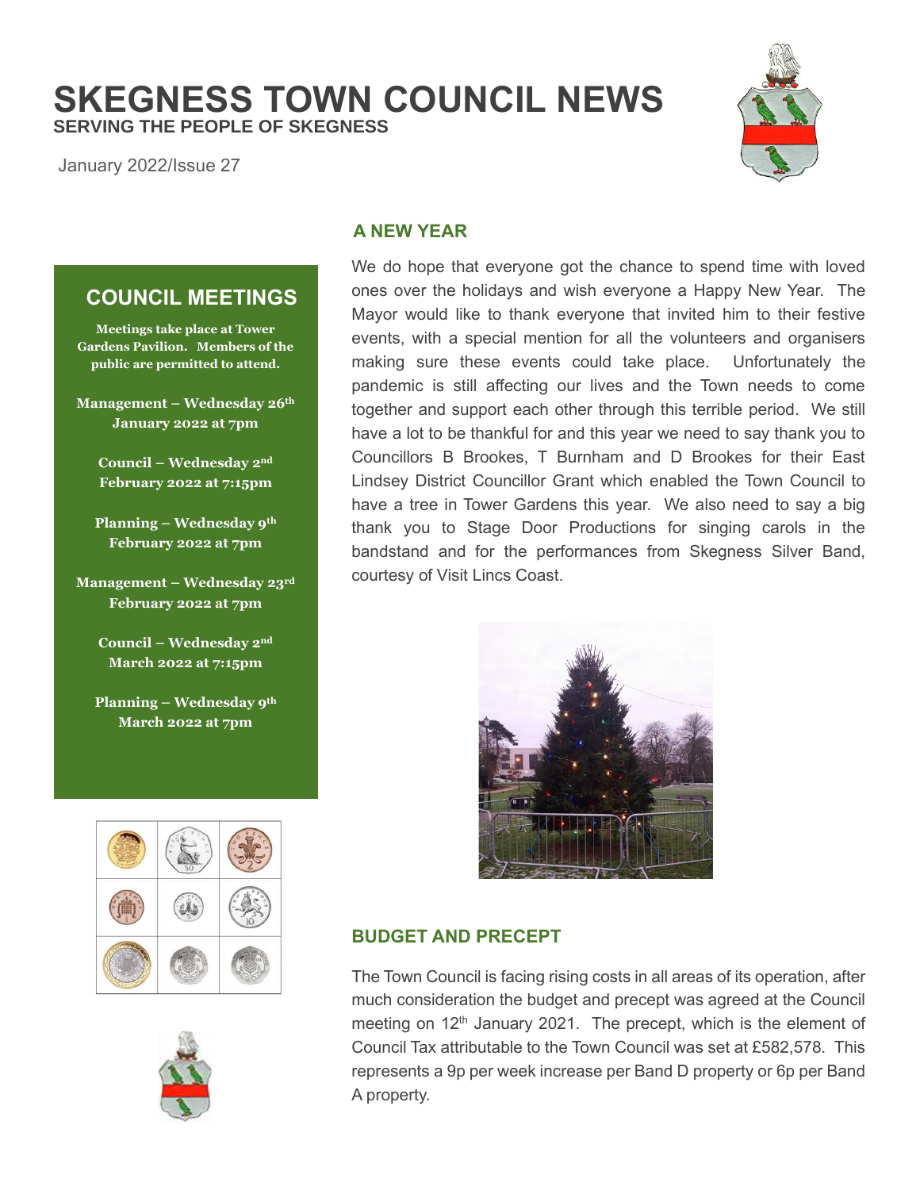# SKEGNESS TOWN COUNCIL NEWS

**SERVING THE PEOPLE OF SKEGNESS**

January 2022/Issue 27

## COUNCIL MEETINGS

**Meetings take place at Tower Gardens Pavilion. Members of the public are permitted to attend.**

**Management – Wednesday 26th January 2022 at 7pm**

**Council – Wednesday 2nd February 2022 at 7:15pm**

**Planning – Wednesday 9th February 2022 at 7pm**

**Management – Wednesday 23rd February 2022 at 7pm**

**Council – Wednesday 2nd March 2022 at 7:15pm**

**Planning – Wednesday 9th March 2022 at 7pm**

## A NEW YEAR

We do hope that everyone got the chance to spend time with loved ones over the holidays and wish everyone a Happy New Year. The Mayor would like to thank everyone that invited him to their festive events, with a special mention for all the volunteers and organisers making sure these events could take place. Unfortunately the pandemic is still affecting our lives and the Town needs to come together and support each other through this terrible period. We still have a lot to be thankful for and this year we need to say thank you to Councillors B Brookes, T Burnham and D Brookes for their East Lindsey District Councillor Grant which enabled the Town Council to have a tree in Tower Gardens this year. We also need to say a big thank you to Stage Door Productions for singing carols in the bandstand and for the performances from Skegness Silver Band, courtesy of Visit Lincs Coast.

## BUDGET AND PRECEPT

The Town Council is facing rising costs in all areas of its operation, after much consideration the budget and precept was agreed at the Council meeting on 12th January 2021. The precept, which is the element of Council Tax attributable to the Town Council was set at £582,578. This represents a 9p per week increase per Band D property or 6p per Band A property.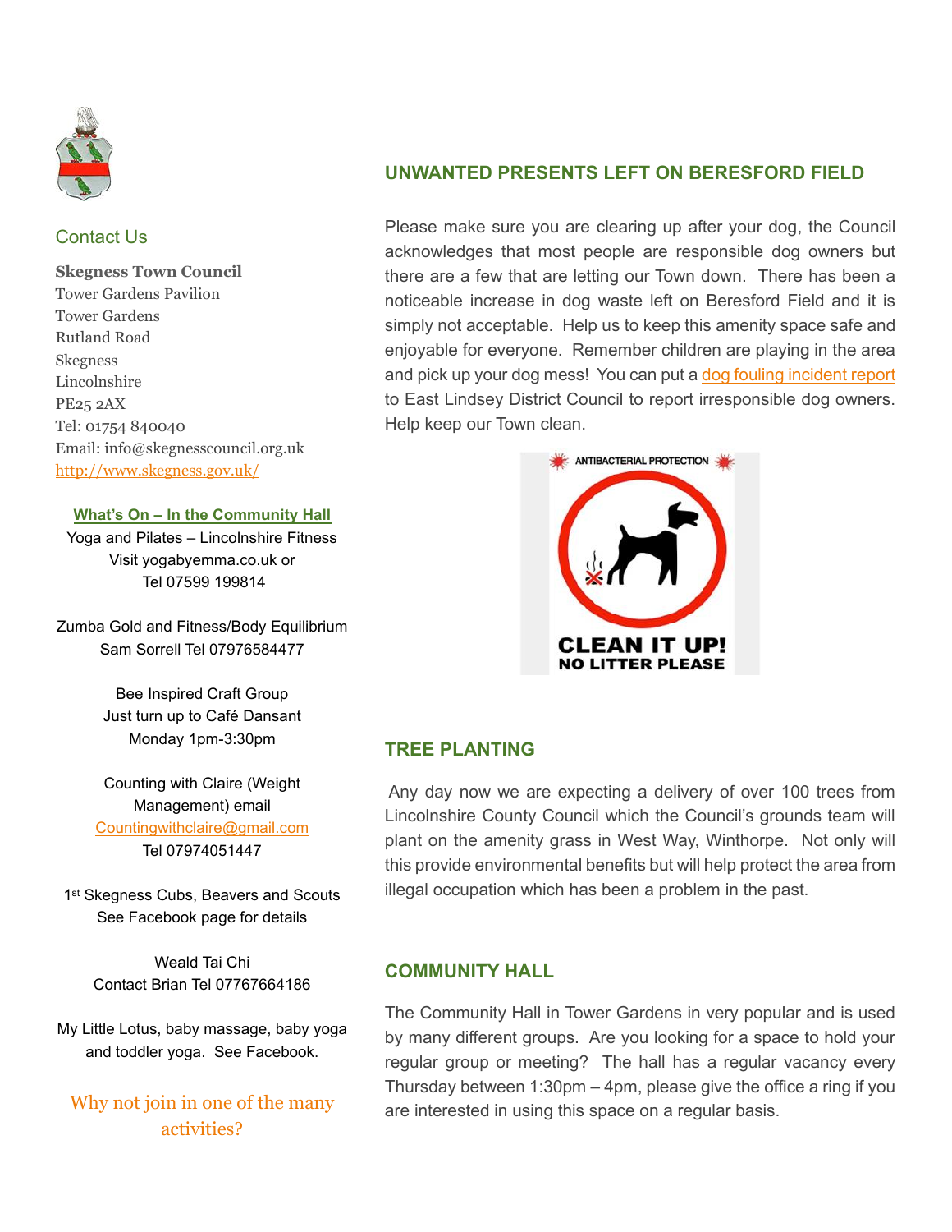## Contact Us

**Skegness Town Council**
Tower Gardens Pavilion
Tower Gardens
Rutland Road
Skegness
Lincolnshire
PE25 2AX
Tel: 01754 840040
Email: info@skegnesscouncil.org.uk
http://www.skegness.gov.uk/

**What's On – In the Community Hall**

Yoga and Pilates – Lincolnshire Fitness
Visit yogabyemma.co.uk or
Tel 07599 199814

Zumba Gold and Fitness/Body Equilibrium
Sam Sorrell Tel 07976584477

Bee Inspired Craft Group
Just turn up to Café Dansant
Monday 1pm-3:30pm

Counting with Claire (Weight Management) email
Countingwithclaire@gmail.com
Tel 07974051447

1st Skegness Cubs, Beavers and Scouts
See Facebook page for details

Weald Tai Chi
Contact Brian Tel 07767664186

My Little Lotus, baby massage, baby yoga and toddler yoga. See Facebook.

Why not join in one of the many activities?

## UNWANTED PRESENTS LEFT ON BERESFORD FIELD

Please make sure you are clearing up after your dog, the Council acknowledges that most people are responsible dog owners but there are a few that are letting our Town down. There has been a noticeable increase in dog waste left on Beresford Field and it is simply not acceptable. Help us to keep this amenity space safe and enjoyable for everyone. Remember children are playing in the area and pick up your dog mess! You can put a dog fouling incident report to East Lindsey District Council to report irresponsible dog owners. Help keep our Town clean.

ANTIBACTERIAL PROTECTION

CLEAN IT UP!
NO LITTER PLEASE

## TREE PLANTING

Any day now we are expecting a delivery of over 100 trees from Lincolnshire County Council which the Council's grounds team will plant on the amenity grass in West Way, Winthorpe. Not only will this provide environmental benefits but will help protect the area from illegal occupation which has been a problem in the past.

## COMMUNITY HALL

The Community Hall in Tower Gardens in very popular and is used by many different groups. Are you looking for a space to hold your regular group or meeting? The hall has a regular vacancy every Thursday between 1:30pm – 4pm, please give the office a ring if you are interested in using this space on a regular basis.